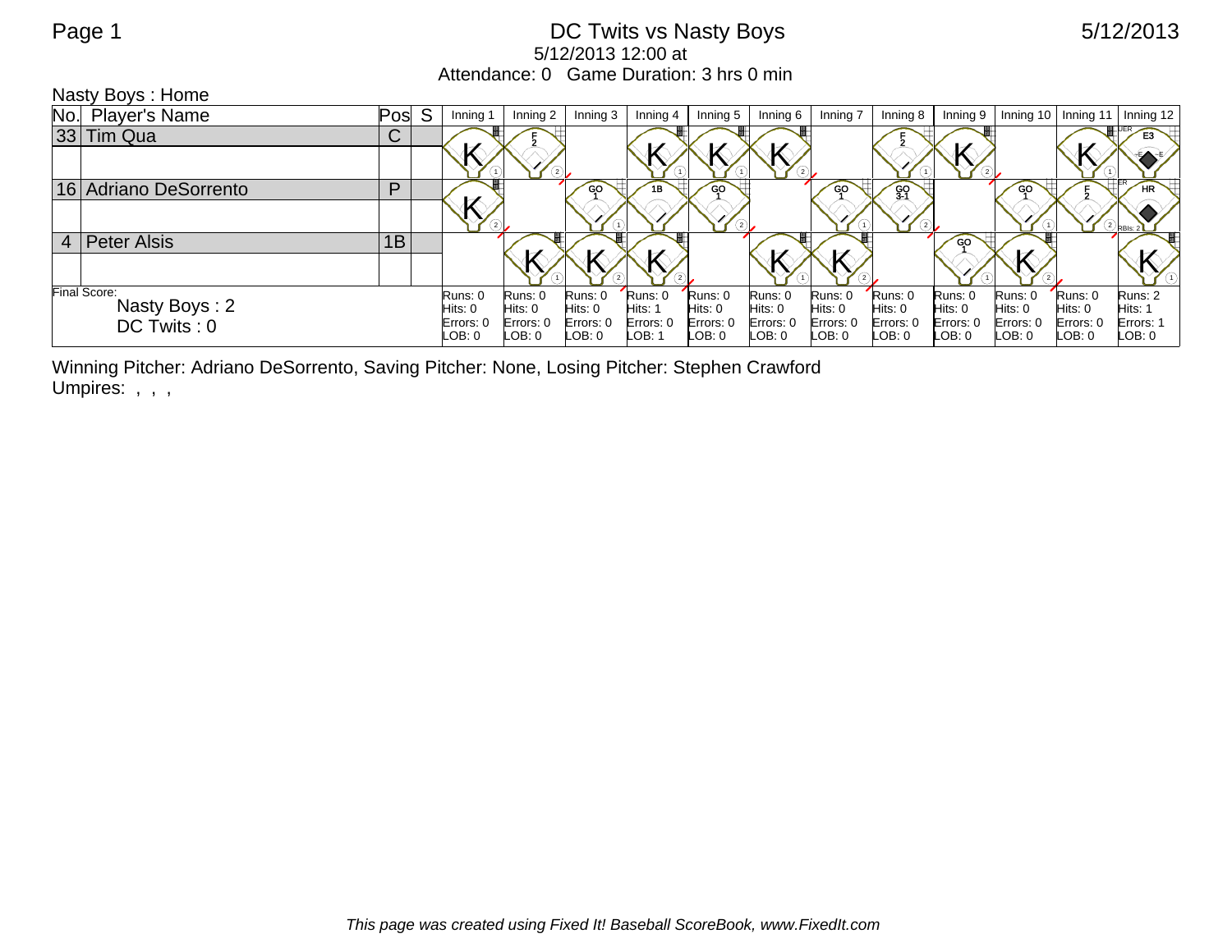# DC Twits vs Nasty Boys

5/12/2013 12:00 at

Attendance: 0 Game Duration: 3 hrs 0 min

Nasty Boys : Home

| No. | Player's Name | Pos | S | Inning 1 | Inning 2 | Inning 3 | Inning 4 | Inning 5 | Inning 6 | Inning 7 | Inning 8 | Inning 9 | Inning 10 | Inning 11 | Inning 12 |
|---|---|---|---|---|---|---|---|---|---|---|---|---|---|---|---|
| 33 | Tim Qua | C | | K (1) | F 2 (2) | | K (1) | K (1) | K (2) | | F 2 (1) | K (2) | | K (1) | E3 UER |
| 16 | Adriano DeSorrento | P | | K (2) | | GO 1 (1) | 1B | GO 1 (2) | | GO 1 (1) | GO 3-1 (2) | | GO 1 (1) | F 2 (2) | HR ER RBIs: 2 |
| 4 | Peter Alsis | 1B | | | K (1) | K (2) | K (2) | | K (1) | K (2) | | GO 1 (1) | K (2) | | K (1) |

Final Score:
Nasty Boys : 2
DC Twits : 0

| | Inning 1 | Inning 2 | Inning 3 | Inning 4 | Inning 5 | Inning 6 | Inning 7 | Inning 8 | Inning 9 | Inning 10 | Inning 11 | Inning 12 |
|---|---|---|---|---|---|---|---|---|---|---|---|---|
| Runs | 0 | 0 | 0 | 0 | 0 | 0 | 0 | 0 | 0 | 0 | 0 | 2 |
| Hits | 0 | 0 | 0 | 1 | 0 | 0 | 0 | 0 | 0 | 0 | 0 | 1 |
| Errors | 0 | 0 | 0 | 0 | 0 | 0 | 0 | 0 | 0 | 0 | 0 | 1 |
| LOB | 0 | 0 | 0 | 1 | 0 | 0 | 0 | 0 | 0 | 0 | 0 | 0 |

Winning Pitcher: Adriano DeSorrento, Saving Pitcher: None, Losing Pitcher: Stephen Crawford

Umpires: , , ,

*This page was created using Fixed It! Baseball ScoreBook, www.FixedIt.com*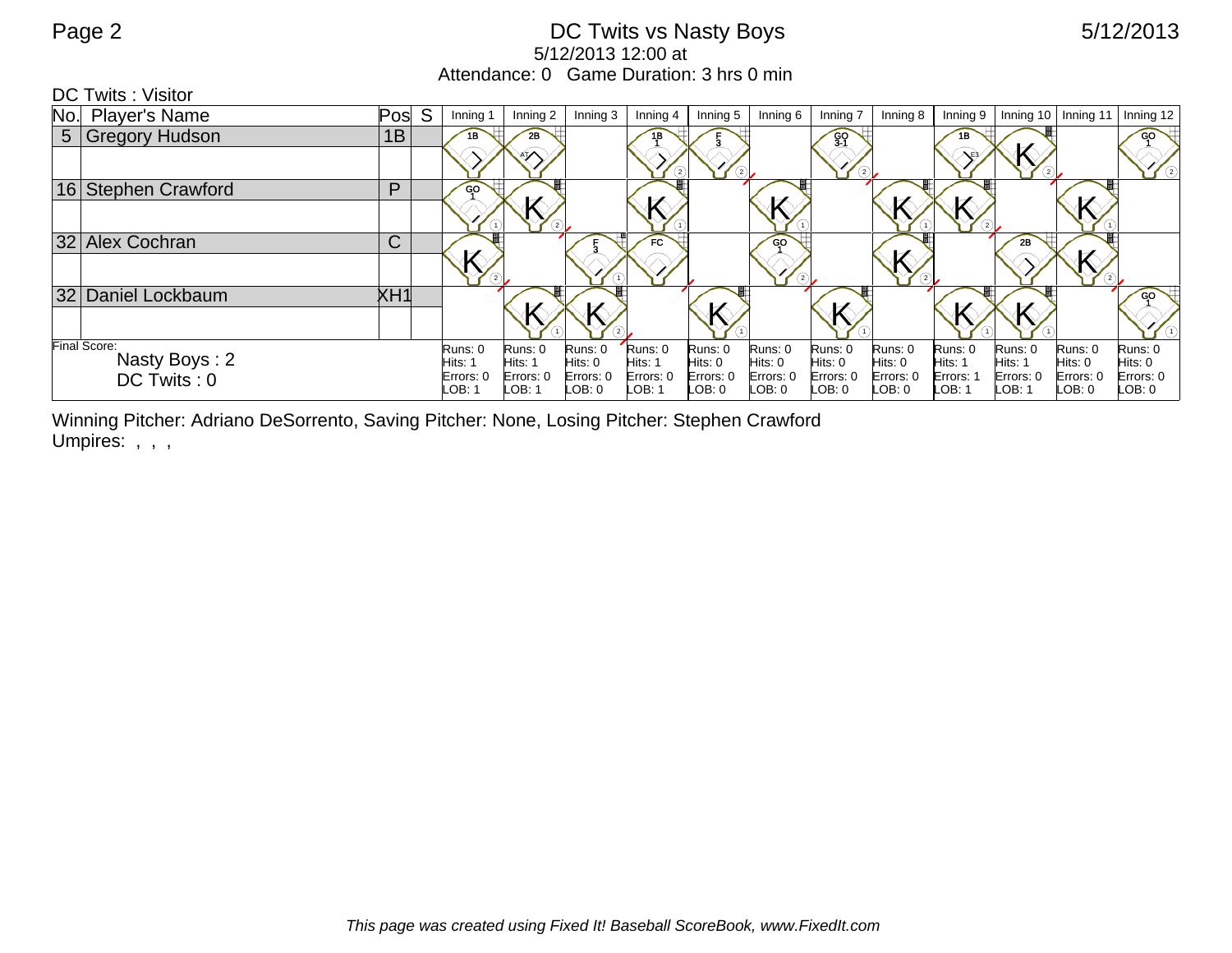# DC Twits vs Nasty Boys

5/12/2013 12:00 at

Attendance: 0 Game Duration: 3 hrs 0 min

DC Twits : Visitor

| No. | Player's Name | Pos | S | Inning 1 | Inning 2 | Inning 3 | Inning 4 | Inning 5 | Inning 6 | Inning 7 | Inning 8 | Inning 9 | Inning 10 | Inning 11 | Inning 12 |
|---|---|---|---|---|---|---|---|---|---|---|---|---|---|---|---|
| 5 | Gregory Hudson | 1B | | 1B | 2B AT | | 1B 1 | F 3 | | GO 3-1 | | 1B E3 | K | | GO 1 |
| 16 | Stephen Crawford | P | | GO 1 | K | | K | | K | | K | K | | K | |
| 32 | Alex Cochran | C | | K | | F 3 | FC | | GO 1 | | K | | 2B | K | |
| 32 | Daniel Lockbaum | XH1 | | | K | K | | K | | K | | K | K | | GO 1 |

| Final Score: | Inning 1 | Inning 2 | Inning 3 | Inning 4 | Inning 5 | Inning 6 | Inning 7 | Inning 8 | Inning 9 | Inning 10 | Inning 11 | Inning 12 |
|---|---|---|---|---|---|---|---|---|---|---|---|---|
| Nasty Boys : 2<br>DC Twits : 0 | Runs: 0<br>Hits: 1<br>Errors: 0<br>LOB: 1 | Runs: 0<br>Hits: 1<br>Errors: 0<br>LOB: 1 | Runs: 0<br>Hits: 0<br>Errors: 0<br>LOB: 0 | Runs: 0<br>Hits: 1<br>Errors: 0<br>LOB: 1 | Runs: 0<br>Hits: 0<br>Errors: 0<br>LOB: 0 | Runs: 0<br>Hits: 0<br>Errors: 0<br>LOB: 0 | Runs: 0<br>Hits: 0<br>Errors: 0<br>LOB: 0 | Runs: 0<br>Hits: 0<br>Errors: 0<br>LOB: 0 | Runs: 0<br>Hits: 1<br>Errors: 1<br>LOB: 1 | Runs: 0<br>Hits: 1<br>Errors: 0<br>LOB: 1 | Runs: 0<br>Hits: 0<br>Errors: 0<br>LOB: 0 | Runs: 0<br>Hits: 0<br>Errors: 0<br>LOB: 0 |

Winning Pitcher: Adriano DeSorrento, Saving Pitcher: None, Losing Pitcher: Stephen Crawford

Umpires: , , ,

*This page was created using Fixed It! Baseball ScoreBook, www.FixedIt.com*